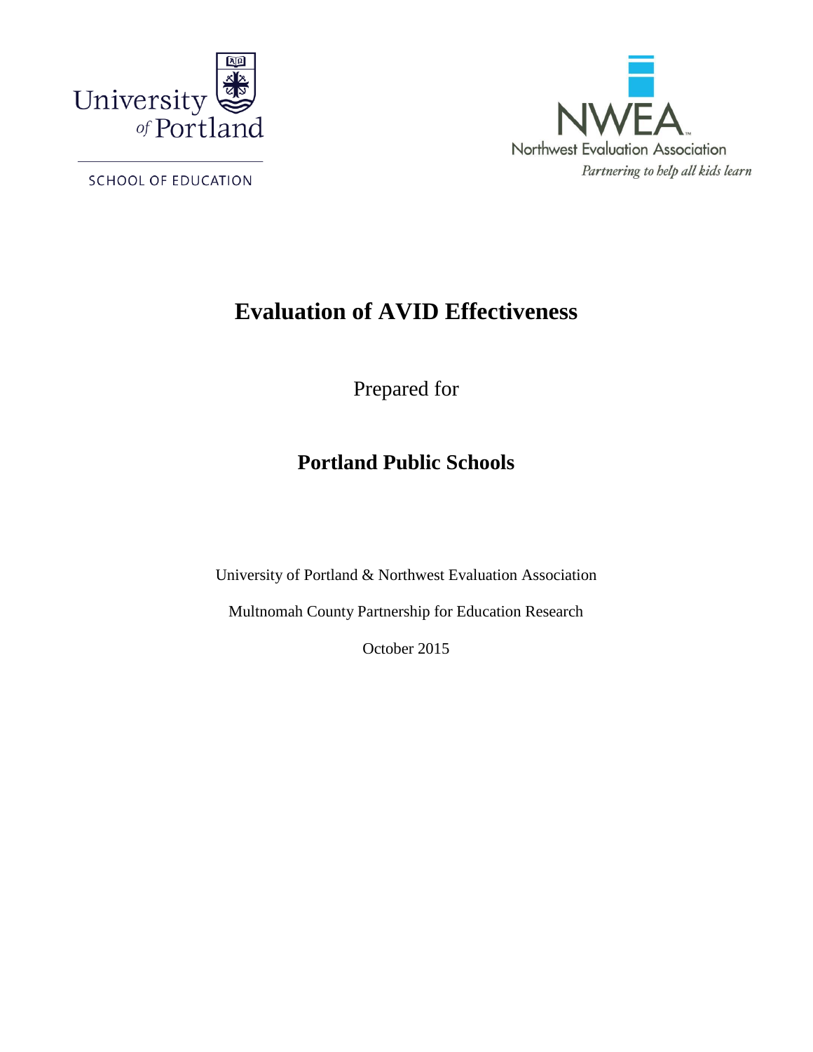University of Portland

SCHOOL OF EDUCATION

NWEA

Northwest Evaluation Association

*Partnering to help all kids learn*

# Evaluation of AVID Effectiveness

Prepared for

## Portland Public Schools

University of Portland & Northwest Evaluation Association

Multnomah County Partnership for Education Research

October 2015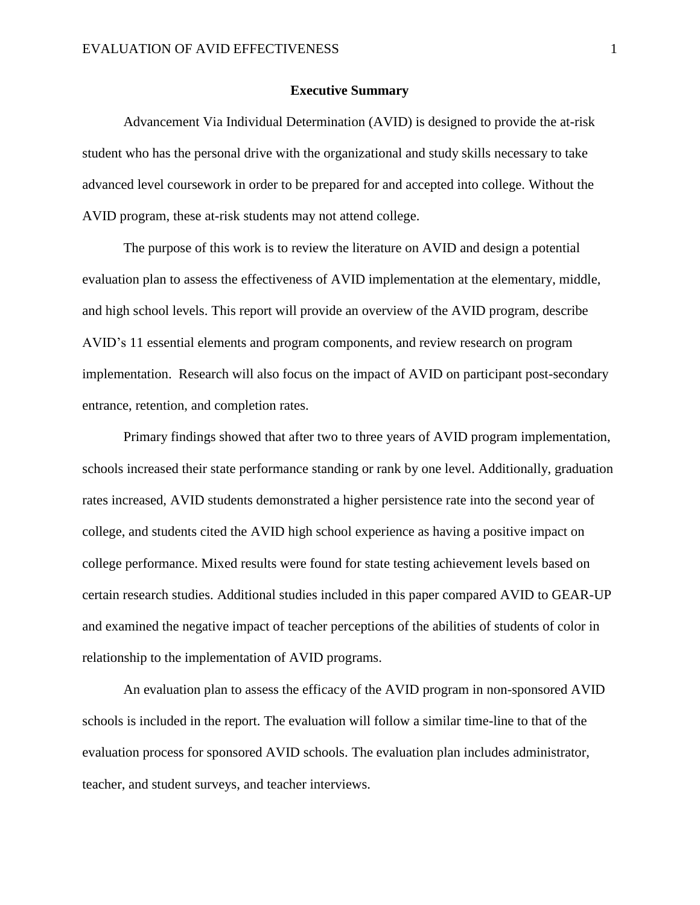## Executive Summary

Advancement Via Individual Determination (AVID) is designed to provide the at-risk student who has the personal drive with the organizational and study skills necessary to take advanced level coursework in order to be prepared for and accepted into college. Without the AVID program, these at-risk students may not attend college.

The purpose of this work is to review the literature on AVID and design a potential evaluation plan to assess the effectiveness of AVID implementation at the elementary, middle, and high school levels. This report will provide an overview of the AVID program, describe AVID's 11 essential elements and program components, and review research on program implementation. Research will also focus on the impact of AVID on participant post-secondary entrance, retention, and completion rates.

Primary findings showed that after two to three years of AVID program implementation, schools increased their state performance standing or rank by one level. Additionally, graduation rates increased, AVID students demonstrated a higher persistence rate into the second year of college, and students cited the AVID high school experience as having a positive impact on college performance. Mixed results were found for state testing achievement levels based on certain research studies. Additional studies included in this paper compared AVID to GEAR-UP and examined the negative impact of teacher perceptions of the abilities of students of color in relationship to the implementation of AVID programs.

An evaluation plan to assess the efficacy of the AVID program in non-sponsored AVID schools is included in the report. The evaluation will follow a similar time-line to that of the evaluation process for sponsored AVID schools. The evaluation plan includes administrator, teacher, and student surveys, and teacher interviews.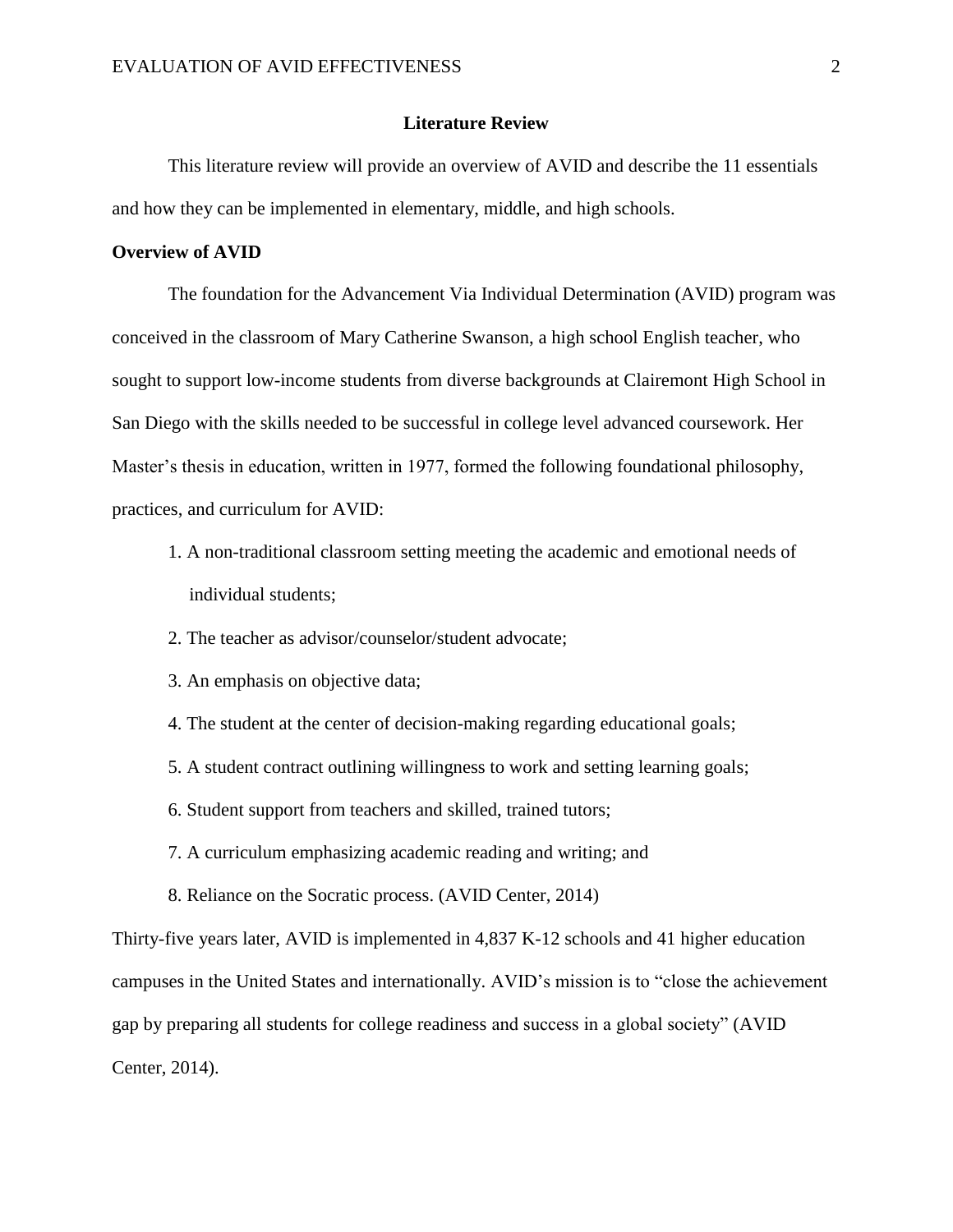## Literature Review

This literature review will provide an overview of AVID and describe the 11 essentials and how they can be implemented in elementary, middle, and high schools.

### Overview of AVID

The foundation for the Advancement Via Individual Determination (AVID) program was conceived in the classroom of Mary Catherine Swanson, a high school English teacher, who sought to support low-income students from diverse backgrounds at Clairemont High School in San Diego with the skills needed to be successful in college level advanced coursework. Her Master's thesis in education, written in 1977, formed the following foundational philosophy, practices, and curriculum for AVID:

1. A non-traditional classroom setting meeting the academic and emotional needs of individual students;
2. The teacher as advisor/counselor/student advocate;
3. An emphasis on objective data;
4. The student at the center of decision-making regarding educational goals;
5. A student contract outlining willingness to work and setting learning goals;
6. Student support from teachers and skilled, trained tutors;
7. A curriculum emphasizing academic reading and writing; and
8. Reliance on the Socratic process. (AVID Center, 2014)

Thirty-five years later, AVID is implemented in 4,837 K-12 schools and 41 higher education campuses in the United States and internationally. AVID's mission is to "close the achievement gap by preparing all students for college readiness and success in a global society" (AVID Center, 2014).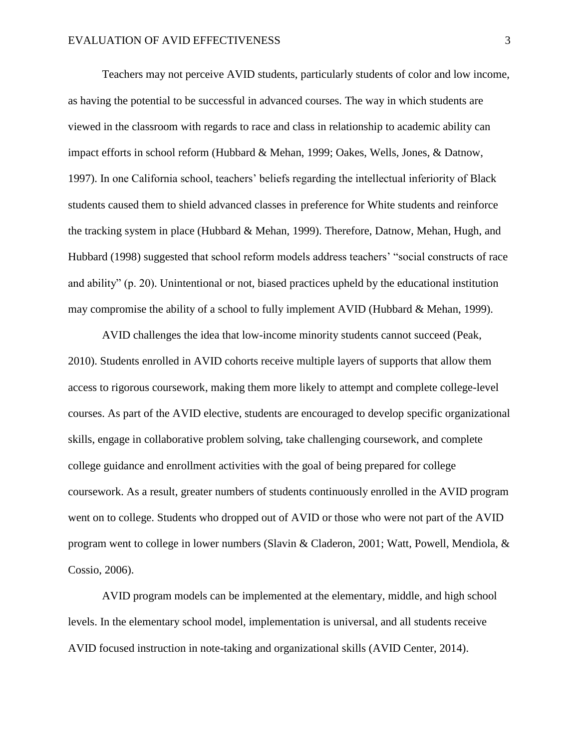Teachers may not perceive AVID students, particularly students of color and low income, as having the potential to be successful in advanced courses. The way in which students are viewed in the classroom with regards to race and class in relationship to academic ability can impact efforts in school reform (Hubbard & Mehan, 1999; Oakes, Wells, Jones, & Datnow, 1997). In one California school, teachers' beliefs regarding the intellectual inferiority of Black students caused them to shield advanced classes in preference for White students and reinforce the tracking system in place (Hubbard & Mehan, 1999). Therefore, Datnow, Mehan, Hugh, and Hubbard (1998) suggested that school reform models address teachers' "social constructs of race and ability" (p. 20). Unintentional or not, biased practices upheld by the educational institution may compromise the ability of a school to fully implement AVID (Hubbard & Mehan, 1999).

AVID challenges the idea that low-income minority students cannot succeed (Peak, 2010). Students enrolled in AVID cohorts receive multiple layers of supports that allow them access to rigorous coursework, making them more likely to attempt and complete college-level courses. As part of the AVID elective, students are encouraged to develop specific organizational skills, engage in collaborative problem solving, take challenging coursework, and complete college guidance and enrollment activities with the goal of being prepared for college coursework. As a result, greater numbers of students continuously enrolled in the AVID program went on to college. Students who dropped out of AVID or those who were not part of the AVID program went to college in lower numbers (Slavin & Claderon, 2001; Watt, Powell, Mendiola, & Cossio, 2006).

AVID program models can be implemented at the elementary, middle, and high school levels. In the elementary school model, implementation is universal, and all students receive AVID focused instruction in note-taking and organizational skills (AVID Center, 2014).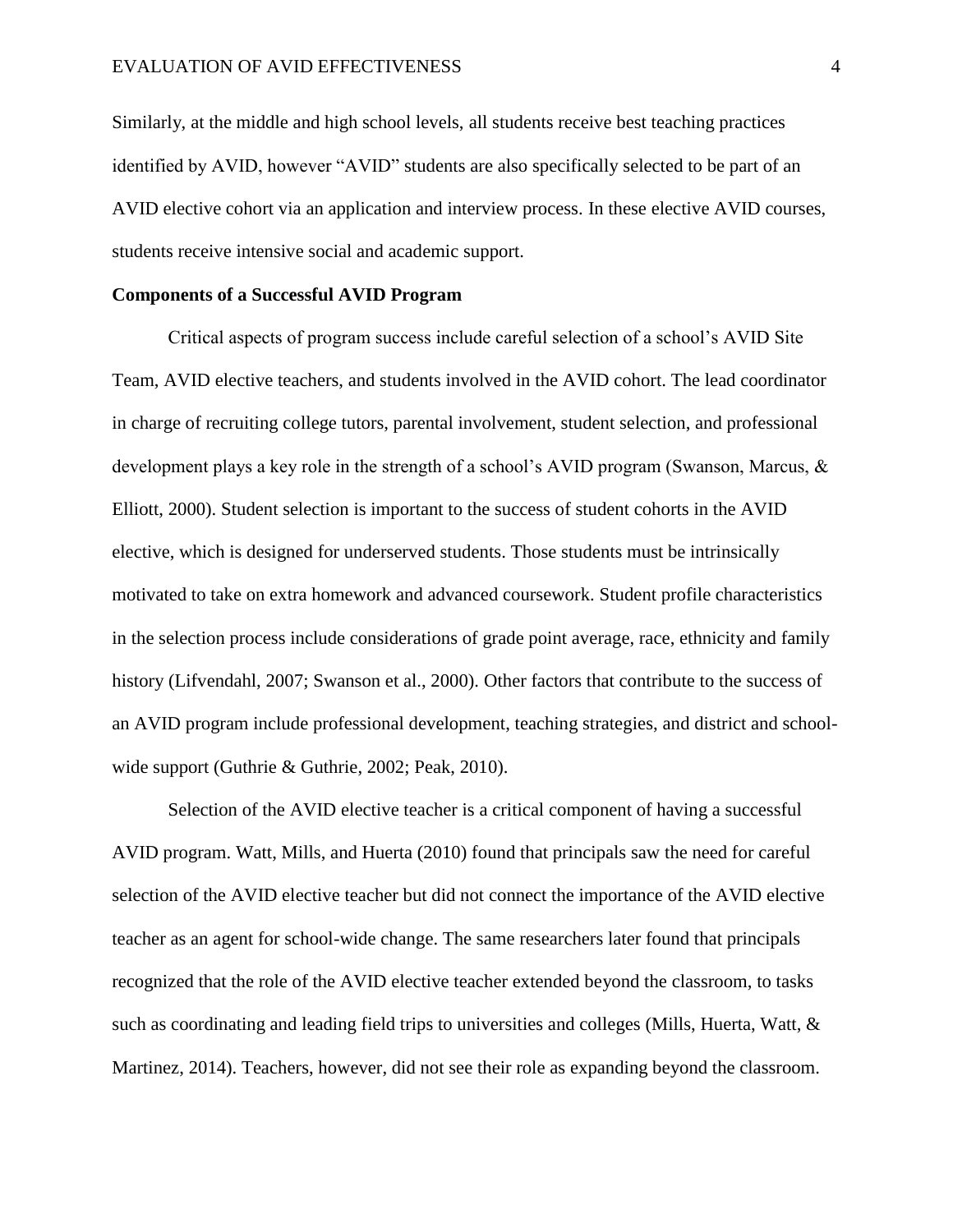Similarly, at the middle and high school levels, all students receive best teaching practices identified by AVID, however "AVID" students are also specifically selected to be part of an AVID elective cohort via an application and interview process. In these elective AVID courses, students receive intensive social and academic support.

**Components of a Successful AVID Program**

Critical aspects of program success include careful selection of a school's AVID Site Team, AVID elective teachers, and students involved in the AVID cohort. The lead coordinator in charge of recruiting college tutors, parental involvement, student selection, and professional development plays a key role in the strength of a school's AVID program (Swanson, Marcus, & Elliott, 2000). Student selection is important to the success of student cohorts in the AVID elective, which is designed for underserved students. Those students must be intrinsically motivated to take on extra homework and advanced coursework. Student profile characteristics in the selection process include considerations of grade point average, race, ethnicity and family history (Lifvendahl, 2007; Swanson et al., 2000). Other factors that contribute to the success of an AVID program include professional development, teaching strategies, and district and school-wide support (Guthrie & Guthrie, 2002; Peak, 2010).

Selection of the AVID elective teacher is a critical component of having a successful AVID program. Watt, Mills, and Huerta (2010) found that principals saw the need for careful selection of the AVID elective teacher but did not connect the importance of the AVID elective teacher as an agent for school-wide change. The same researchers later found that principals recognized that the role of the AVID elective teacher extended beyond the classroom, to tasks such as coordinating and leading field trips to universities and colleges (Mills, Huerta, Watt, & Martinez, 2014). Teachers, however, did not see their role as expanding beyond the classroom.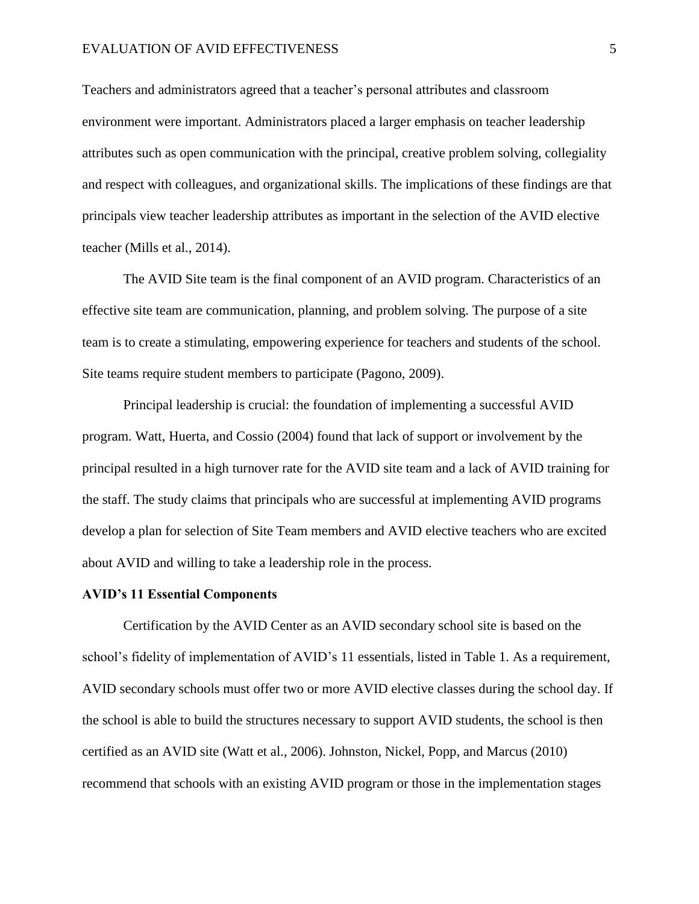Teachers and administrators agreed that a teacher's personal attributes and classroom environment were important. Administrators placed a larger emphasis on teacher leadership attributes such as open communication with the principal, creative problem solving, collegiality and respect with colleagues, and organizational skills. The implications of these findings are that principals view teacher leadership attributes as important in the selection of the AVID elective teacher (Mills et al., 2014).

The AVID Site team is the final component of an AVID program. Characteristics of an effective site team are communication, planning, and problem solving. The purpose of a site team is to create a stimulating, empowering experience for teachers and students of the school. Site teams require student members to participate (Pagono, 2009).

Principal leadership is crucial: the foundation of implementing a successful AVID program. Watt, Huerta, and Cossio (2004) found that lack of support or involvement by the principal resulted in a high turnover rate for the AVID site team and a lack of AVID training for the staff. The study claims that principals who are successful at implementing AVID programs develop a plan for selection of Site Team members and AVID elective teachers who are excited about AVID and willing to take a leadership role in the process.

**AVID's 11 Essential Components**

Certification by the AVID Center as an AVID secondary school site is based on the school's fidelity of implementation of AVID's 11 essentials, listed in Table 1. As a requirement, AVID secondary schools must offer two or more AVID elective classes during the school day. If the school is able to build the structures necessary to support AVID students, the school is then certified as an AVID site (Watt et al., 2006). Johnston, Nickel, Popp, and Marcus (2010) recommend that schools with an existing AVID program or those in the implementation stages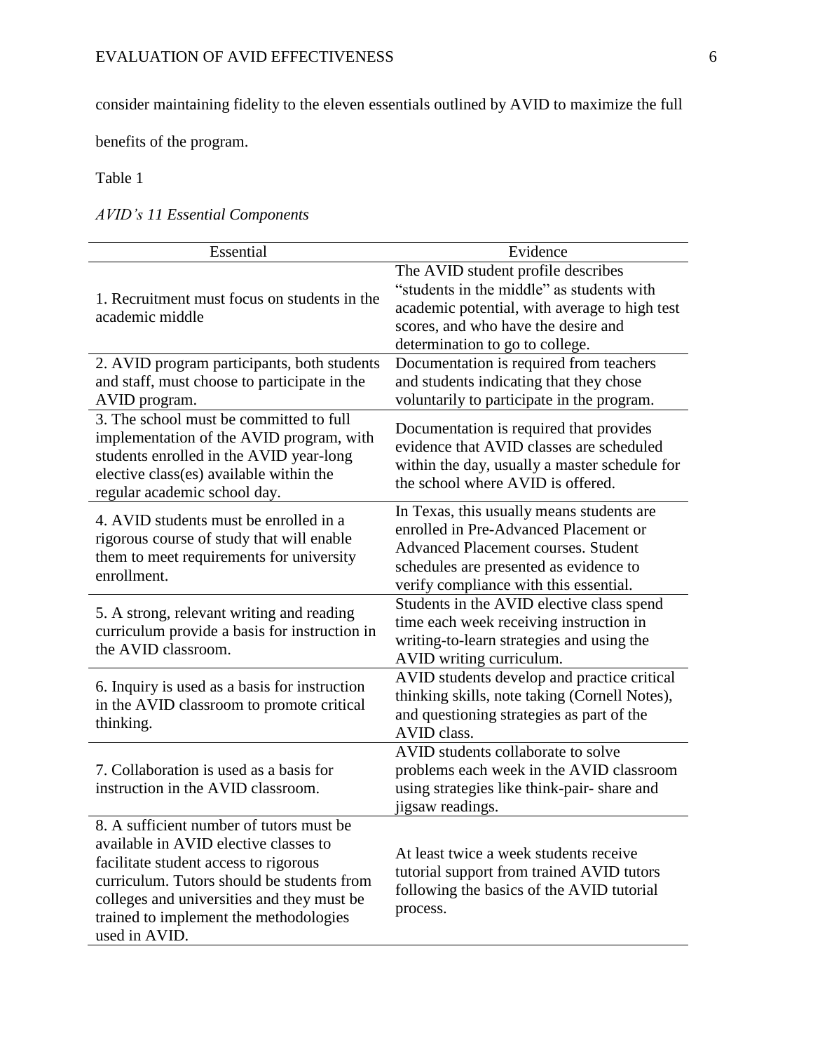consider maintaining fidelity to the eleven essentials outlined by AVID to maximize the full benefits of the program.

Table 1

*AVID's 11 Essential Components*

| Essential | Evidence |
|---|---|
| 1. Recruitment must focus on students in the academic middle | The AVID student profile describes "students in the middle" as students with academic potential, with average to high test scores, and who have the desire and determination to go to college. |
| 2. AVID program participants, both students and staff, must choose to participate in the AVID program. | Documentation is required from teachers and students indicating that they chose voluntarily to participate in the program. |
| 3. The school must be committed to full implementation of the AVID program, with students enrolled in the AVID year-long elective class(es) available within the regular academic school day. | Documentation is required that provides evidence that AVID classes are scheduled within the day, usually a master schedule for the school where AVID is offered. |
| 4. AVID students must be enrolled in a rigorous course of study that will enable them to meet requirements for university enrollment. | In Texas, this usually means students are enrolled in Pre-Advanced Placement or Advanced Placement courses. Student schedules are presented as evidence to verify compliance with this essential. |
| 5. A strong, relevant writing and reading curriculum provide a basis for instruction in the AVID classroom. | Students in the AVID elective class spend time each week receiving instruction in writing-to-learn strategies and using the AVID writing curriculum. |
| 6. Inquiry is used as a basis for instruction in the AVID classroom to promote critical thinking. | AVID students develop and practice critical thinking skills, note taking (Cornell Notes), and questioning strategies as part of the AVID class. |
| 7. Collaboration is used as a basis for instruction in the AVID classroom. | AVID students collaborate to solve problems each week in the AVID classroom using strategies like think-pair- share and jigsaw readings. |
| 8. A sufficient number of tutors must be available in AVID elective classes to facilitate student access to rigorous curriculum. Tutors should be students from colleges and universities and they must be trained to implement the methodologies used in AVID. | At least twice a week students receive tutorial support from trained AVID tutors following the basics of the AVID tutorial process. |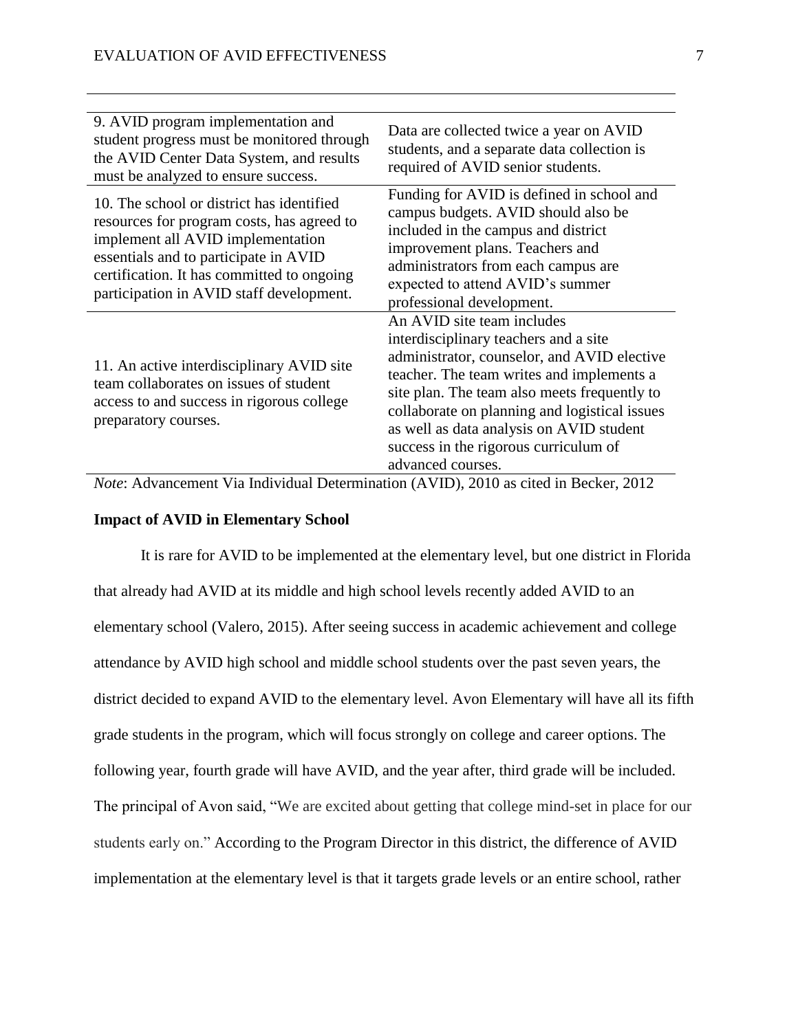| | |
|---|---|
| 9. AVID program implementation and student progress must be monitored through the AVID Center Data System, and results must be analyzed to ensure success. | Data are collected twice a year on AVID students, and a separate data collection is required of AVID senior students. |
| 10. The school or district has identified resources for program costs, has agreed to implement all AVID implementation essentials and to participate in AVID certification. It has committed to ongoing participation in AVID staff development. | Funding for AVID is defined in school and campus budgets. AVID should also be included in the campus and district improvement plans. Teachers and administrators from each campus are expected to attend AVID's summer professional development. |
| 11. An active interdisciplinary AVID site team collaborates on issues of student access to and success in rigorous college preparatory courses. | An AVID site team includes interdisciplinary teachers and a site administrator, counselor, and AVID elective teacher. The team writes and implements a site plan. The team also meets frequently to collaborate on planning and logistical issues as well as data analysis on AVID student success in the rigorous curriculum of advanced courses. |

*Note*: Advancement Via Individual Determination (AVID), 2010 as cited in Becker, 2012

**Impact of AVID in Elementary School**

It is rare for AVID to be implemented at the elementary level, but one district in Florida that already had AVID at its middle and high school levels recently added AVID to an elementary school (Valero, 2015). After seeing success in academic achievement and college attendance by AVID high school and middle school students over the past seven years, the district decided to expand AVID to the elementary level. Avon Elementary will have all its fifth grade students in the program, which will focus strongly on college and career options. The following year, fourth grade will have AVID, and the year after, third grade will be included. The principal of Avon said, "We are excited about getting that college mind-set in place for our students early on." According to the Program Director in this district, the difference of AVID implementation at the elementary level is that it targets grade levels or an entire school, rather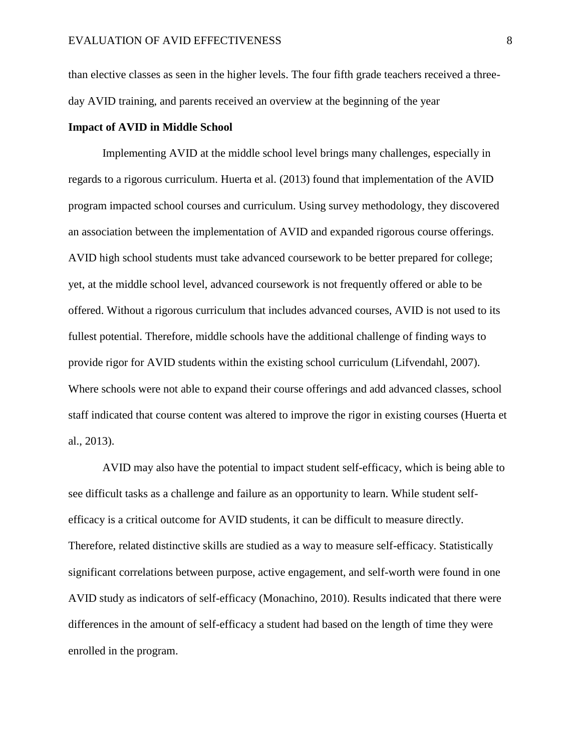than elective classes as seen in the higher levels. The four fifth grade teachers received a three-day AVID training, and parents received an overview at the beginning of the year

**Impact of AVID in Middle School**

Implementing AVID at the middle school level brings many challenges, especially in regards to a rigorous curriculum. Huerta et al. (2013) found that implementation of the AVID program impacted school courses and curriculum. Using survey methodology, they discovered an association between the implementation of AVID and expanded rigorous course offerings. AVID high school students must take advanced coursework to be better prepared for college; yet, at the middle school level, advanced coursework is not frequently offered or able to be offered. Without a rigorous curriculum that includes advanced courses, AVID is not used to its fullest potential. Therefore, middle schools have the additional challenge of finding ways to provide rigor for AVID students within the existing school curriculum (Lifvendahl, 2007). Where schools were not able to expand their course offerings and add advanced classes, school staff indicated that course content was altered to improve the rigor in existing courses (Huerta et al., 2013).

AVID may also have the potential to impact student self-efficacy, which is being able to see difficult tasks as a challenge and failure as an opportunity to learn. While student self-efficacy is a critical outcome for AVID students, it can be difficult to measure directly. Therefore, related distinctive skills are studied as a way to measure self-efficacy. Statistically significant correlations between purpose, active engagement, and self-worth were found in one AVID study as indicators of self-efficacy (Monachino, 2010). Results indicated that there were differences in the amount of self-efficacy a student had based on the length of time they were enrolled in the program.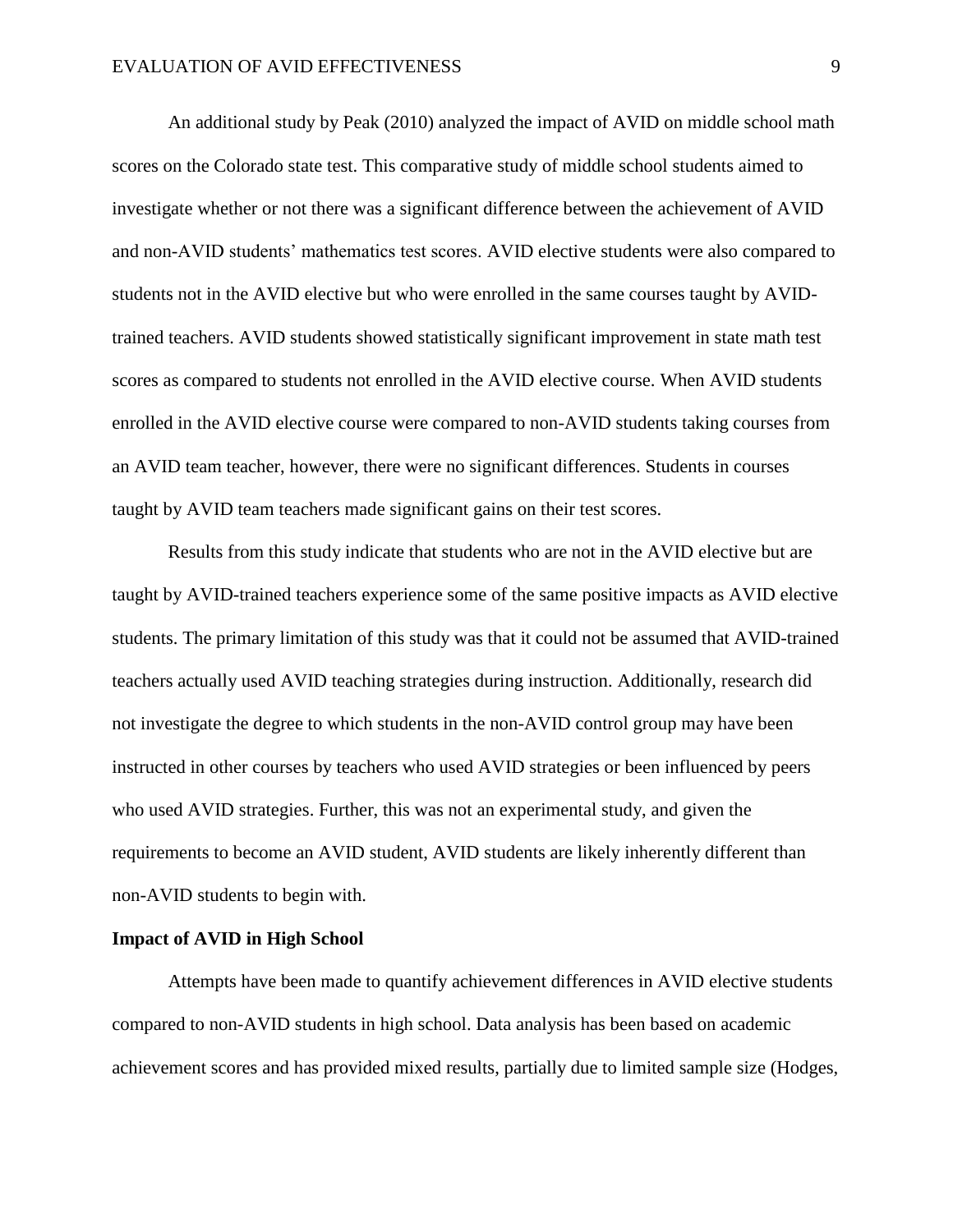An additional study by Peak (2010) analyzed the impact of AVID on middle school math scores on the Colorado state test. This comparative study of middle school students aimed to investigate whether or not there was a significant difference between the achievement of AVID and non-AVID students' mathematics test scores. AVID elective students were also compared to students not in the AVID elective but who were enrolled in the same courses taught by AVID-trained teachers. AVID students showed statistically significant improvement in state math test scores as compared to students not enrolled in the AVID elective course. When AVID students enrolled in the AVID elective course were compared to non-AVID students taking courses from an AVID team teacher, however, there were no significant differences. Students in courses taught by AVID team teachers made significant gains on their test scores.

Results from this study indicate that students who are not in the AVID elective but are taught by AVID-trained teachers experience some of the same positive impacts as AVID elective students. The primary limitation of this study was that it could not be assumed that AVID-trained teachers actually used AVID teaching strategies during instruction. Additionally, research did not investigate the degree to which students in the non-AVID control group may have been instructed in other courses by teachers who used AVID strategies or been influenced by peers who used AVID strategies. Further, this was not an experimental study, and given the requirements to become an AVID student, AVID students are likely inherently different than non-AVID students to begin with.

**Impact of AVID in High School**

Attempts have been made to quantify achievement differences in AVID elective students compared to non-AVID students in high school. Data analysis has been based on academic achievement scores and has provided mixed results, partially due to limited sample size (Hodges,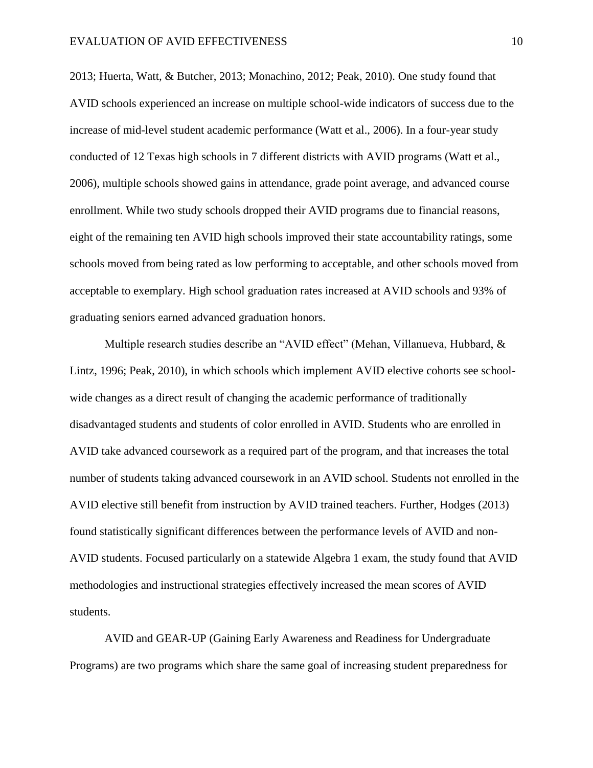2013; Huerta, Watt, & Butcher, 2013; Monachino, 2012; Peak, 2010). One study found that AVID schools experienced an increase on multiple school-wide indicators of success due to the increase of mid-level student academic performance (Watt et al., 2006). In a four-year study conducted of 12 Texas high schools in 7 different districts with AVID programs (Watt et al., 2006), multiple schools showed gains in attendance, grade point average, and advanced course enrollment. While two study schools dropped their AVID programs due to financial reasons, eight of the remaining ten AVID high schools improved their state accountability ratings, some schools moved from being rated as low performing to acceptable, and other schools moved from acceptable to exemplary. High school graduation rates increased at AVID schools and 93% of graduating seniors earned advanced graduation honors.

Multiple research studies describe an "AVID effect" (Mehan, Villanueva, Hubbard, & Lintz, 1996; Peak, 2010), in which schools which implement AVID elective cohorts see school-wide changes as a direct result of changing the academic performance of traditionally disadvantaged students and students of color enrolled in AVID. Students who are enrolled in AVID take advanced coursework as a required part of the program, and that increases the total number of students taking advanced coursework in an AVID school. Students not enrolled in the AVID elective still benefit from instruction by AVID trained teachers. Further, Hodges (2013) found statistically significant differences between the performance levels of AVID and non-AVID students. Focused particularly on a statewide Algebra 1 exam, the study found that AVID methodologies and instructional strategies effectively increased the mean scores of AVID students.

AVID and GEAR-UP (Gaining Early Awareness and Readiness for Undergraduate Programs) are two programs which share the same goal of increasing student preparedness for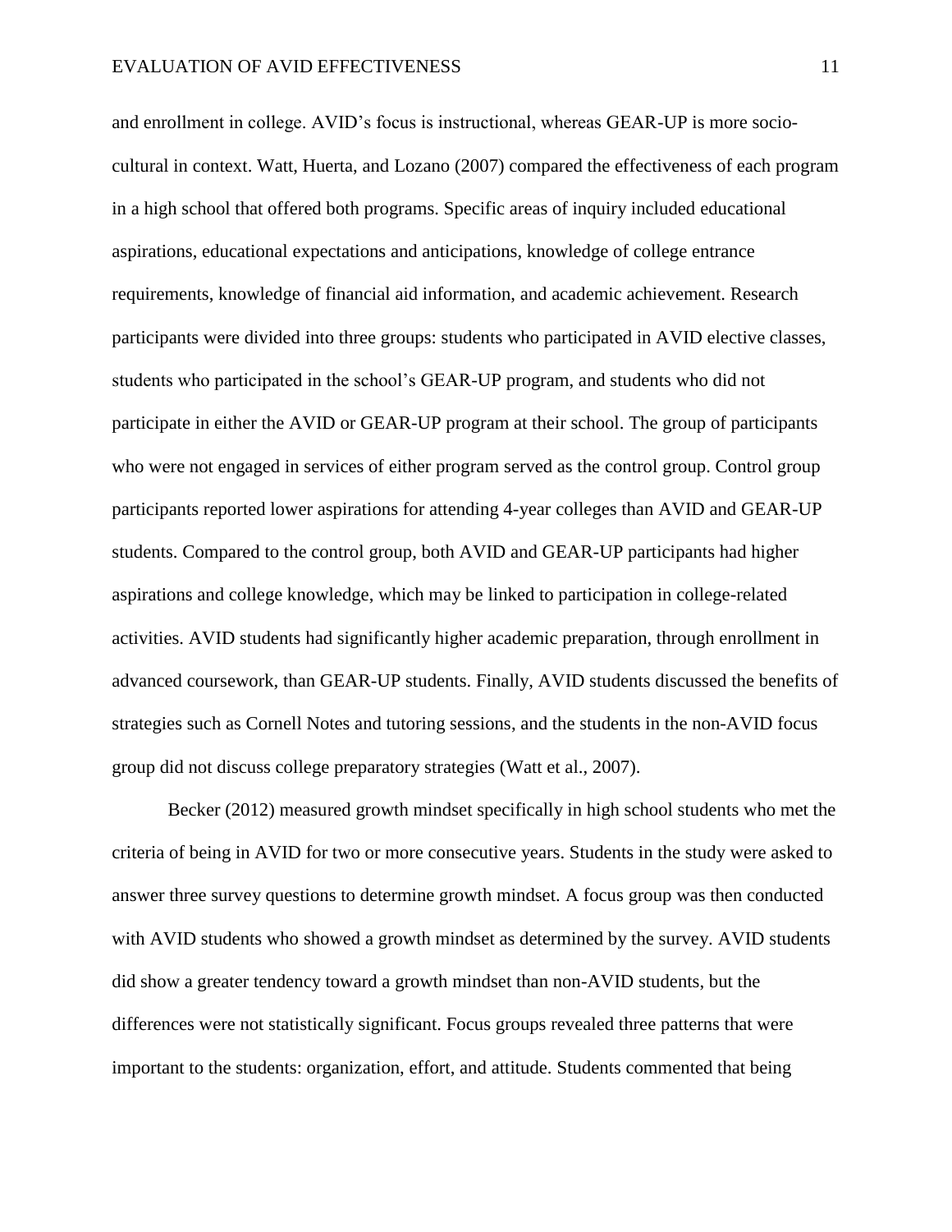and enrollment in college. AVID's focus is instructional, whereas GEAR-UP is more socio-cultural in context. Watt, Huerta, and Lozano (2007) compared the effectiveness of each program in a high school that offered both programs. Specific areas of inquiry included educational aspirations, educational expectations and anticipations, knowledge of college entrance requirements, knowledge of financial aid information, and academic achievement. Research participants were divided into three groups: students who participated in AVID elective classes, students who participated in the school's GEAR-UP program, and students who did not participate in either the AVID or GEAR-UP program at their school. The group of participants who were not engaged in services of either program served as the control group. Control group participants reported lower aspirations for attending 4-year colleges than AVID and GEAR-UP students. Compared to the control group, both AVID and GEAR-UP participants had higher aspirations and college knowledge, which may be linked to participation in college-related activities. AVID students had significantly higher academic preparation, through enrollment in advanced coursework, than GEAR-UP students. Finally, AVID students discussed the benefits of strategies such as Cornell Notes and tutoring sessions, and the students in the non-AVID focus group did not discuss college preparatory strategies (Watt et al., 2007).

Becker (2012) measured growth mindset specifically in high school students who met the criteria of being in AVID for two or more consecutive years. Students in the study were asked to answer three survey questions to determine growth mindset. A focus group was then conducted with AVID students who showed a growth mindset as determined by the survey. AVID students did show a greater tendency toward a growth mindset than non-AVID students, but the differences were not statistically significant. Focus groups revealed three patterns that were important to the students: organization, effort, and attitude. Students commented that being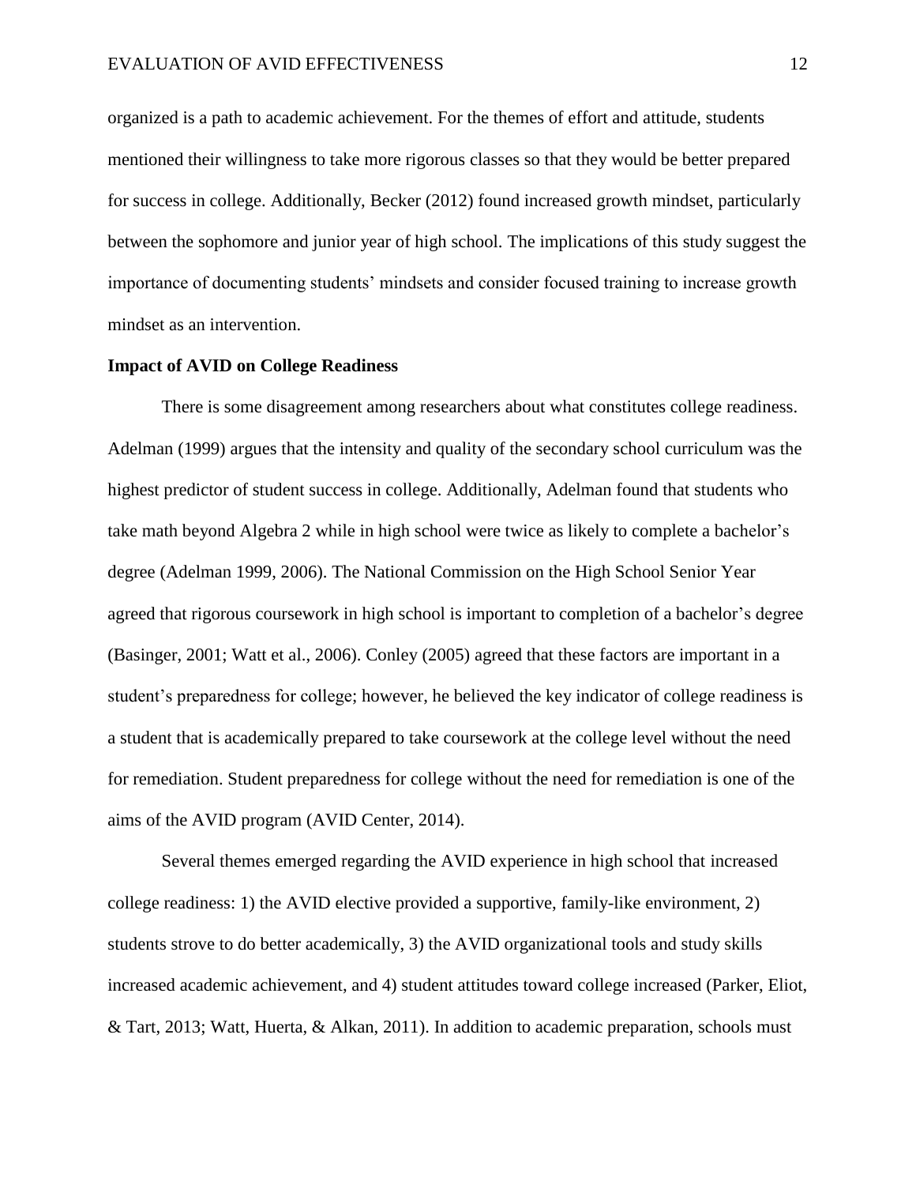organized is a path to academic achievement. For the themes of effort and attitude, students mentioned their willingness to take more rigorous classes so that they would be better prepared for success in college. Additionally, Becker (2012) found increased growth mindset, particularly between the sophomore and junior year of high school. The implications of this study suggest the importance of documenting students' mindsets and consider focused training to increase growth mindset as an intervention.

**Impact of AVID on College Readiness**

There is some disagreement among researchers about what constitutes college readiness. Adelman (1999) argues that the intensity and quality of the secondary school curriculum was the highest predictor of student success in college. Additionally, Adelman found that students who take math beyond Algebra 2 while in high school were twice as likely to complete a bachelor's degree (Adelman 1999, 2006). The National Commission on the High School Senior Year agreed that rigorous coursework in high school is important to completion of a bachelor's degree (Basinger, 2001; Watt et al., 2006). Conley (2005) agreed that these factors are important in a student's preparedness for college; however, he believed the key indicator of college readiness is a student that is academically prepared to take coursework at the college level without the need for remediation. Student preparedness for college without the need for remediation is one of the aims of the AVID program (AVID Center, 2014).

Several themes emerged regarding the AVID experience in high school that increased college readiness: 1) the AVID elective provided a supportive, family-like environment, 2) students strove to do better academically, 3) the AVID organizational tools and study skills increased academic achievement, and 4) student attitudes toward college increased (Parker, Eliot, & Tart, 2013; Watt, Huerta, & Alkan, 2011). In addition to academic preparation, schools must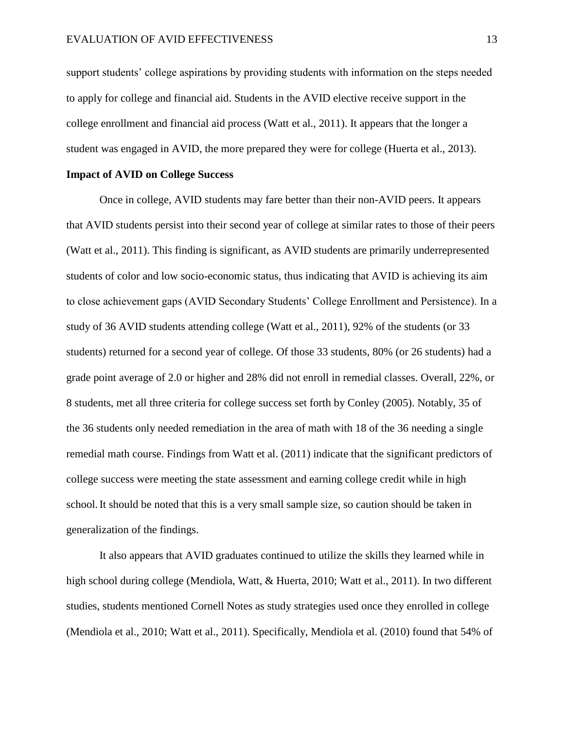support students' college aspirations by providing students with information on the steps needed to apply for college and financial aid. Students in the AVID elective receive support in the college enrollment and financial aid process (Watt et al., 2011). It appears that the longer a student was engaged in AVID, the more prepared they were for college (Huerta et al., 2013).

**Impact of AVID on College Success**

Once in college, AVID students may fare better than their non-AVID peers. It appears that AVID students persist into their second year of college at similar rates to those of their peers (Watt et al., 2011). This finding is significant, as AVID students are primarily underrepresented students of color and low socio-economic status, thus indicating that AVID is achieving its aim to close achievement gaps (AVID Secondary Students' College Enrollment and Persistence). In a study of 36 AVID students attending college (Watt et al., 2011), 92% of the students (or 33 students) returned for a second year of college. Of those 33 students, 80% (or 26 students) had a grade point average of 2.0 or higher and 28% did not enroll in remedial classes. Overall, 22%, or 8 students, met all three criteria for college success set forth by Conley (2005). Notably, 35 of the 36 students only needed remediation in the area of math with 18 of the 36 needing a single remedial math course. Findings from Watt et al. (2011) indicate that the significant predictors of college success were meeting the state assessment and earning college credit while in high school. It should be noted that this is a very small sample size, so caution should be taken in generalization of the findings.

It also appears that AVID graduates continued to utilize the skills they learned while in high school during college (Mendiola, Watt, & Huerta, 2010; Watt et al., 2011). In two different studies, students mentioned Cornell Notes as study strategies used once they enrolled in college (Mendiola et al., 2010; Watt et al., 2011). Specifically, Mendiola et al. (2010) found that 54% of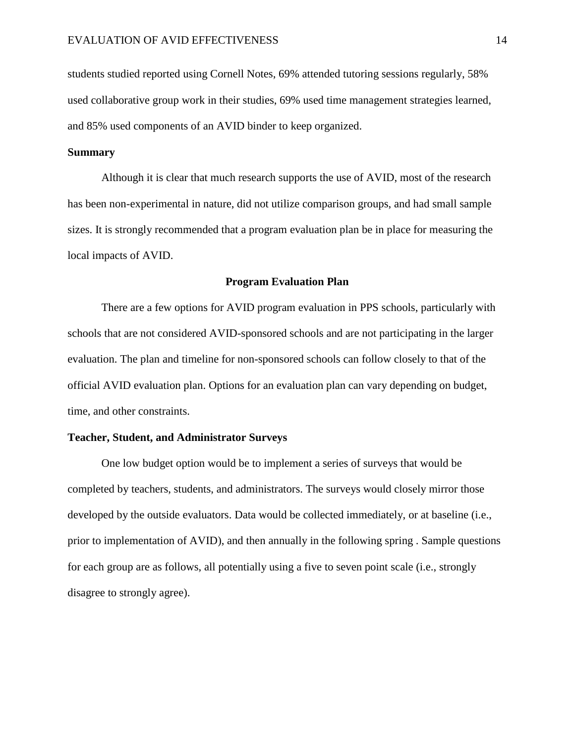students studied reported using Cornell Notes, 69% attended tutoring sessions regularly, 58% used collaborative group work in their studies, 69% used time management strategies learned, and 85% used components of an AVID binder to keep organized.

### Summary

Although it is clear that much research supports the use of AVID, most of the research has been non-experimental in nature, did not utilize comparison groups, and had small sample sizes. It is strongly recommended that a program evaluation plan be in place for measuring the local impacts of AVID.

## Program Evaluation Plan

There are a few options for AVID program evaluation in PPS schools, particularly with schools that are not considered AVID-sponsored schools and are not participating in the larger evaluation. The plan and timeline for non-sponsored schools can follow closely to that of the official AVID evaluation plan. Options for an evaluation plan can vary depending on budget, time, and other constraints.

### Teacher, Student, and Administrator Surveys

One low budget option would be to implement a series of surveys that would be completed by teachers, students, and administrators. The surveys would closely mirror those developed by the outside evaluators. Data would be collected immediately, or at baseline (i.e., prior to implementation of AVID), and then annually in the following spring . Sample questions for each group are as follows, all potentially using a five to seven point scale (i.e., strongly disagree to strongly agree).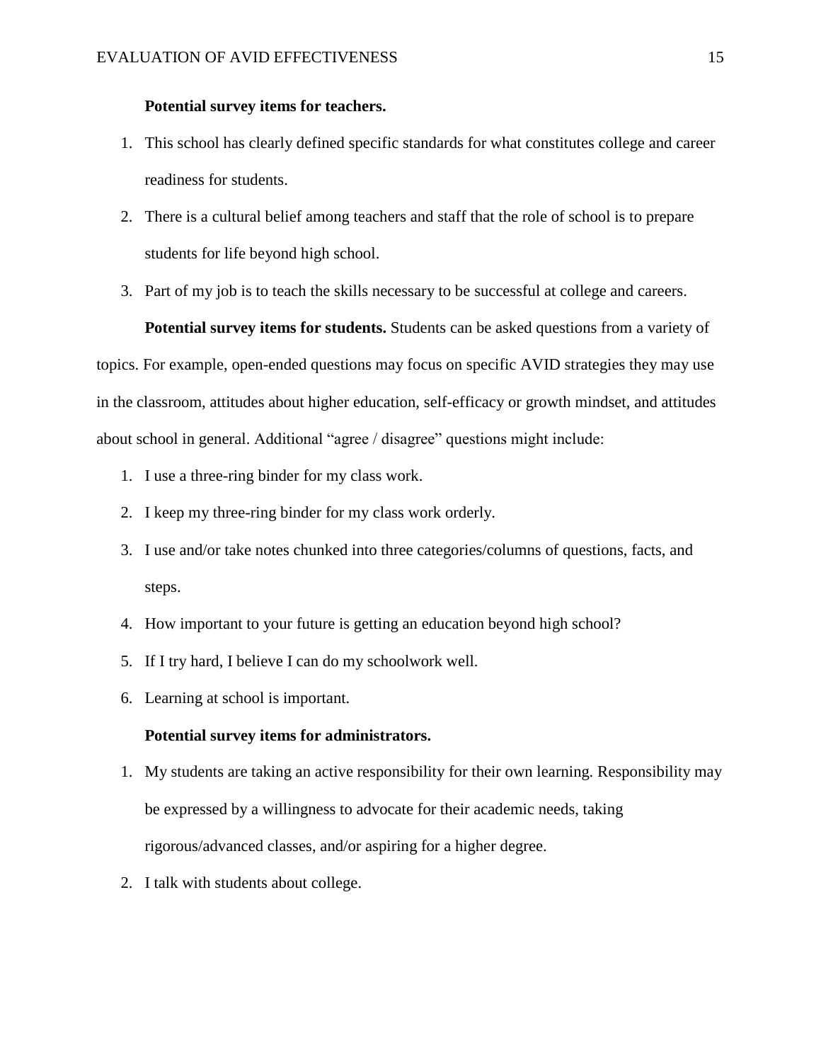**Potential survey items for teachers.**

1. This school has clearly defined specific standards for what constitutes college and career readiness for students.
2. There is a cultural belief among teachers and staff that the role of school is to prepare students for life beyond high school.
3. Part of my job is to teach the skills necessary to be successful at college and careers.

**Potential survey items for students.** Students can be asked questions from a variety of topics. For example, open-ended questions may focus on specific AVID strategies they may use in the classroom, attitudes about higher education, self-efficacy or growth mindset, and attitudes about school in general. Additional "agree / disagree" questions might include:

1. I use a three-ring binder for my class work.
2. I keep my three-ring binder for my class work orderly.
3. I use and/or take notes chunked into three categories/columns of questions, facts, and steps.
4. How important to your future is getting an education beyond high school?
5. If I try hard, I believe I can do my schoolwork well.
6. Learning at school is important.

**Potential survey items for administrators.**

1. My students are taking an active responsibility for their own learning. Responsibility may be expressed by a willingness to advocate for their academic needs, taking rigorous/advanced classes, and/or aspiring for a higher degree.
2. I talk with students about college.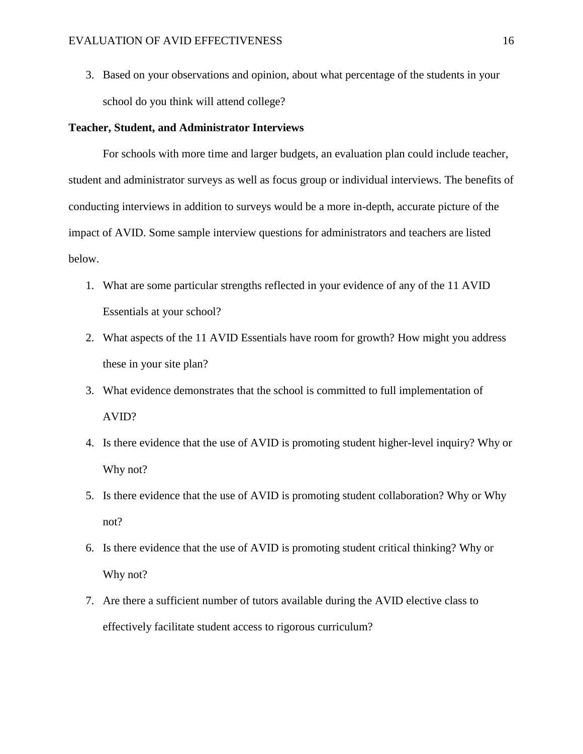3. Based on your observations and opinion, about what percentage of the students in your school do you think will attend college?

**Teacher, Student, and Administrator Interviews**

For schools with more time and larger budgets, an evaluation plan could include teacher, student and administrator surveys as well as focus group or individual interviews. The benefits of conducting interviews in addition to surveys would be a more in-depth, accurate picture of the impact of AVID. Some sample interview questions for administrators and teachers are listed below.

1. What are some particular strengths reflected in your evidence of any of the 11 AVID Essentials at your school?
2. What aspects of the 11 AVID Essentials have room for growth? How might you address these in your site plan?
3. What evidence demonstrates that the school is committed to full implementation of AVID?
4. Is there evidence that the use of AVID is promoting student higher-level inquiry? Why or Why not?
5. Is there evidence that the use of AVID is promoting student collaboration? Why or Why not?
6. Is there evidence that the use of AVID is promoting student critical thinking? Why or Why not?
7. Are there a sufficient number of tutors available during the AVID elective class to effectively facilitate student access to rigorous curriculum?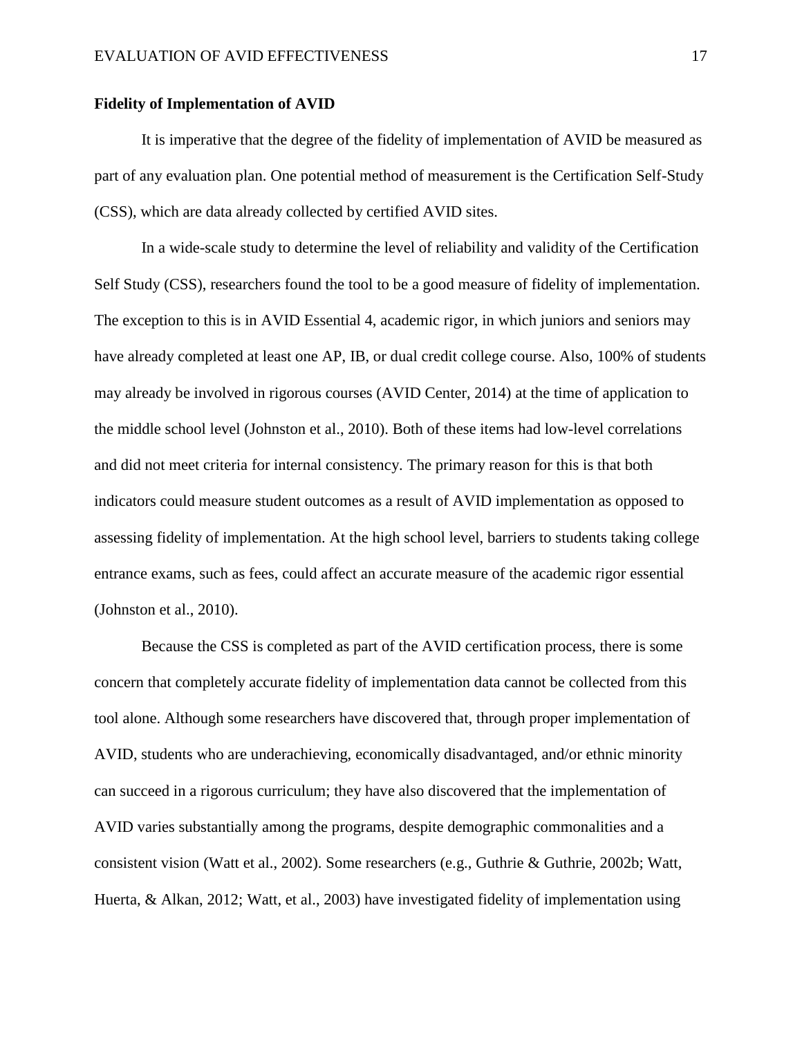**Fidelity of Implementation of AVID**

It is imperative that the degree of the fidelity of implementation of AVID be measured as part of any evaluation plan. One potential method of measurement is the Certification Self-Study (CSS), which are data already collected by certified AVID sites.

In a wide-scale study to determine the level of reliability and validity of the Certification Self Study (CSS), researchers found the tool to be a good measure of fidelity of implementation. The exception to this is in AVID Essential 4, academic rigor, in which juniors and seniors may have already completed at least one AP, IB, or dual credit college course. Also, 100% of students may already be involved in rigorous courses (AVID Center, 2014) at the time of application to the middle school level (Johnston et al., 2010). Both of these items had low-level correlations and did not meet criteria for internal consistency. The primary reason for this is that both indicators could measure student outcomes as a result of AVID implementation as opposed to assessing fidelity of implementation. At the high school level, barriers to students taking college entrance exams, such as fees, could affect an accurate measure of the academic rigor essential (Johnston et al., 2010).

Because the CSS is completed as part of the AVID certification process, there is some concern that completely accurate fidelity of implementation data cannot be collected from this tool alone. Although some researchers have discovered that, through proper implementation of AVID, students who are underachieving, economically disadvantaged, and/or ethnic minority can succeed in a rigorous curriculum; they have also discovered that the implementation of AVID varies substantially among the programs, despite demographic commonalities and a consistent vision (Watt et al., 2002). Some researchers (e.g., Guthrie & Guthrie, 2002b; Watt, Huerta, & Alkan, 2012; Watt, et al., 2003) have investigated fidelity of implementation using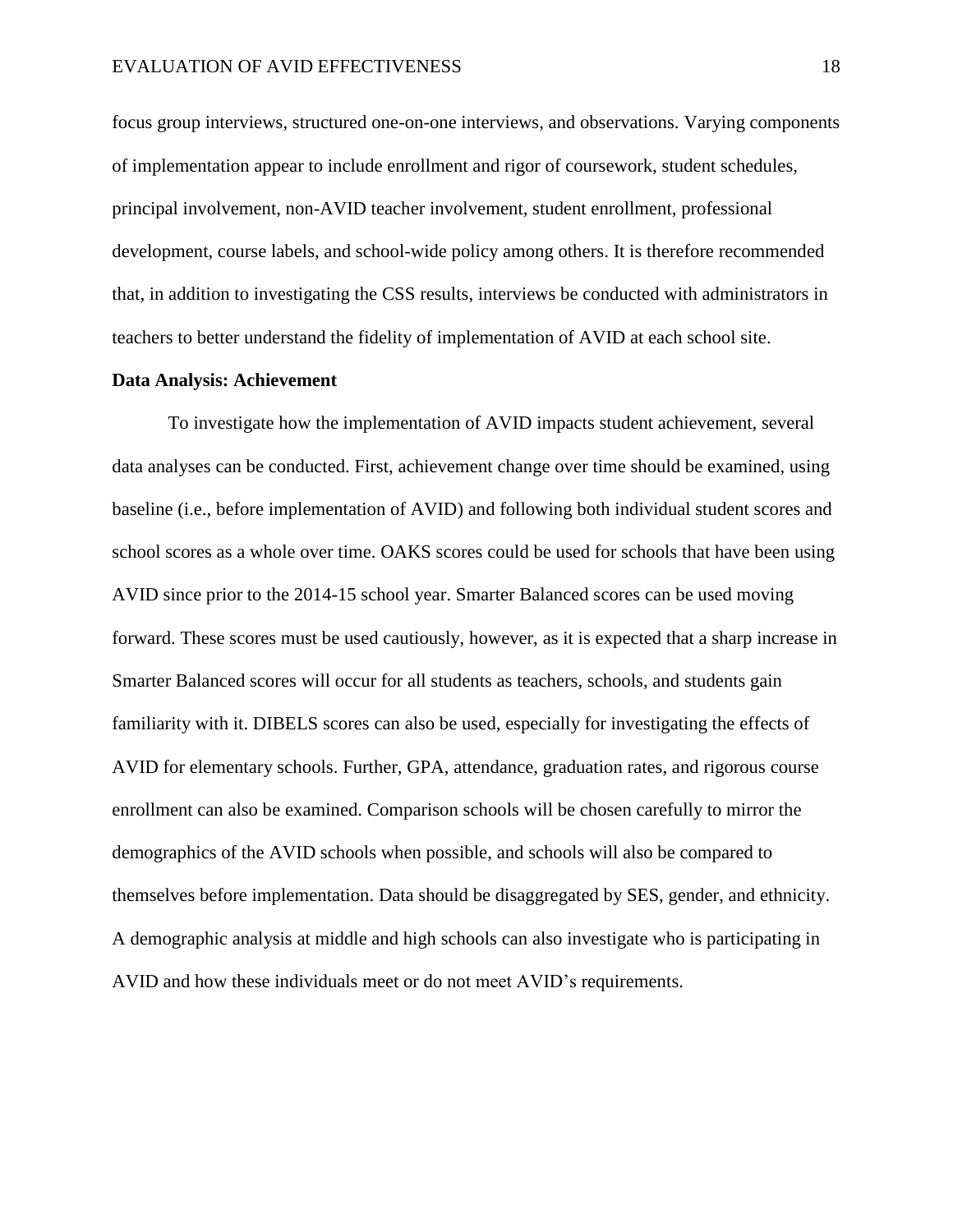focus group interviews, structured one-on-one interviews, and observations. Varying components of implementation appear to include enrollment and rigor of coursework, student schedules, principal involvement, non-AVID teacher involvement, student enrollment, professional development, course labels, and school-wide policy among others. It is therefore recommended that, in addition to investigating the CSS results, interviews be conducted with administrators in teachers to better understand the fidelity of implementation of AVID at each school site.

**Data Analysis: Achievement**

To investigate how the implementation of AVID impacts student achievement, several data analyses can be conducted. First, achievement change over time should be examined, using baseline (i.e., before implementation of AVID) and following both individual student scores and school scores as a whole over time. OAKS scores could be used for schools that have been using AVID since prior to the 2014-15 school year. Smarter Balanced scores can be used moving forward. These scores must be used cautiously, however, as it is expected that a sharp increase in Smarter Balanced scores will occur for all students as teachers, schools, and students gain familiarity with it. DIBELS scores can also be used, especially for investigating the effects of AVID for elementary schools. Further, GPA, attendance, graduation rates, and rigorous course enrollment can also be examined. Comparison schools will be chosen carefully to mirror the demographics of the AVID schools when possible, and schools will also be compared to themselves before implementation. Data should be disaggregated by SES, gender, and ethnicity. A demographic analysis at middle and high schools can also investigate who is participating in AVID and how these individuals meet or do not meet AVID's requirements.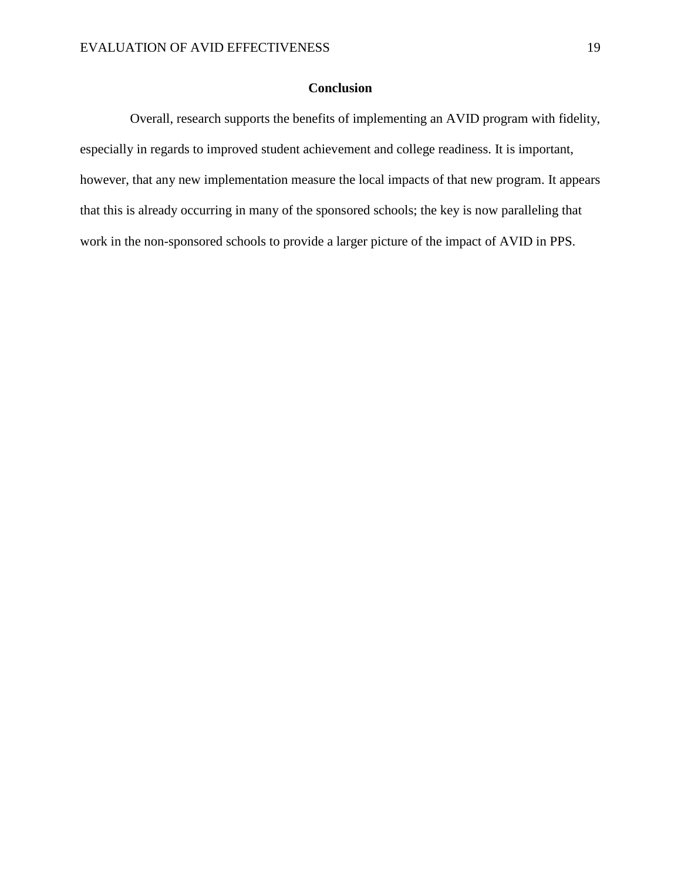## Conclusion

Overall, research supports the benefits of implementing an AVID program with fidelity, especially in regards to improved student achievement and college readiness. It is important, however, that any new implementation measure the local impacts of that new program. It appears that this is already occurring in many of the sponsored schools; the key is now paralleling that work in the non-sponsored schools to provide a larger picture of the impact of AVID in PPS.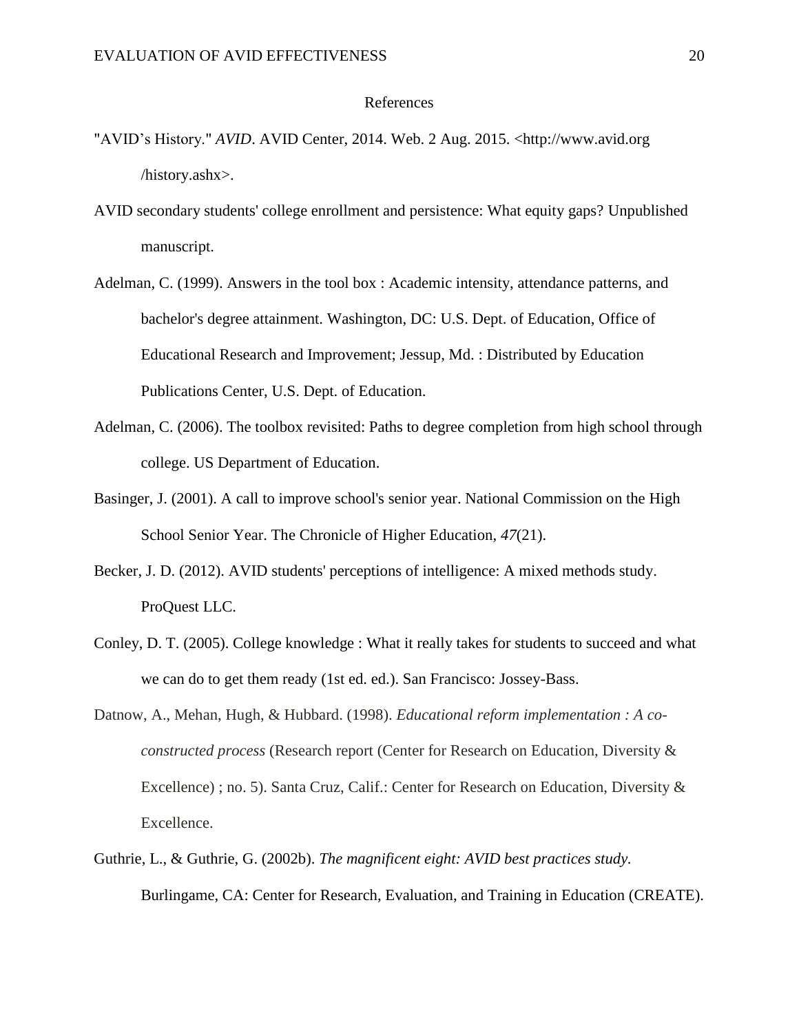# References

"AVID's History." *AVID*. AVID Center, 2014. Web. 2 Aug. 2015. <http://www.avid.org/history.ashx>.

AVID secondary students' college enrollment and persistence: What equity gaps? Unpublished manuscript.

Adelman, C. (1999). Answers in the tool box : Academic intensity, attendance patterns, and bachelor's degree attainment. Washington, DC: U.S. Dept. of Education, Office of Educational Research and Improvement; Jessup, Md. : Distributed by Education Publications Center, U.S. Dept. of Education.

Adelman, C. (2006). The toolbox revisited: Paths to degree completion from high school through college. US Department of Education.

Basinger, J. (2001). A call to improve school's senior year. National Commission on the High School Senior Year. The Chronicle of Higher Education, *47*(21).

Becker, J. D. (2012). AVID students' perceptions of intelligence: A mixed methods study. ProQuest LLC.

Conley, D. T. (2005). College knowledge : What it really takes for students to succeed and what we can do to get them ready (1st ed. ed.). San Francisco: Jossey-Bass.

Datnow, A., Mehan, Hugh, & Hubbard. (1998). *Educational reform implementation : A co-constructed process* (Research report (Center for Research on Education, Diversity & Excellence) ; no. 5). Santa Cruz, Calif.: Center for Research on Education, Diversity & Excellence.

Guthrie, L., & Guthrie, G. (2002b). *The magnificent eight: AVID best practices study.* Burlingame, CA: Center for Research, Evaluation, and Training in Education (CREATE).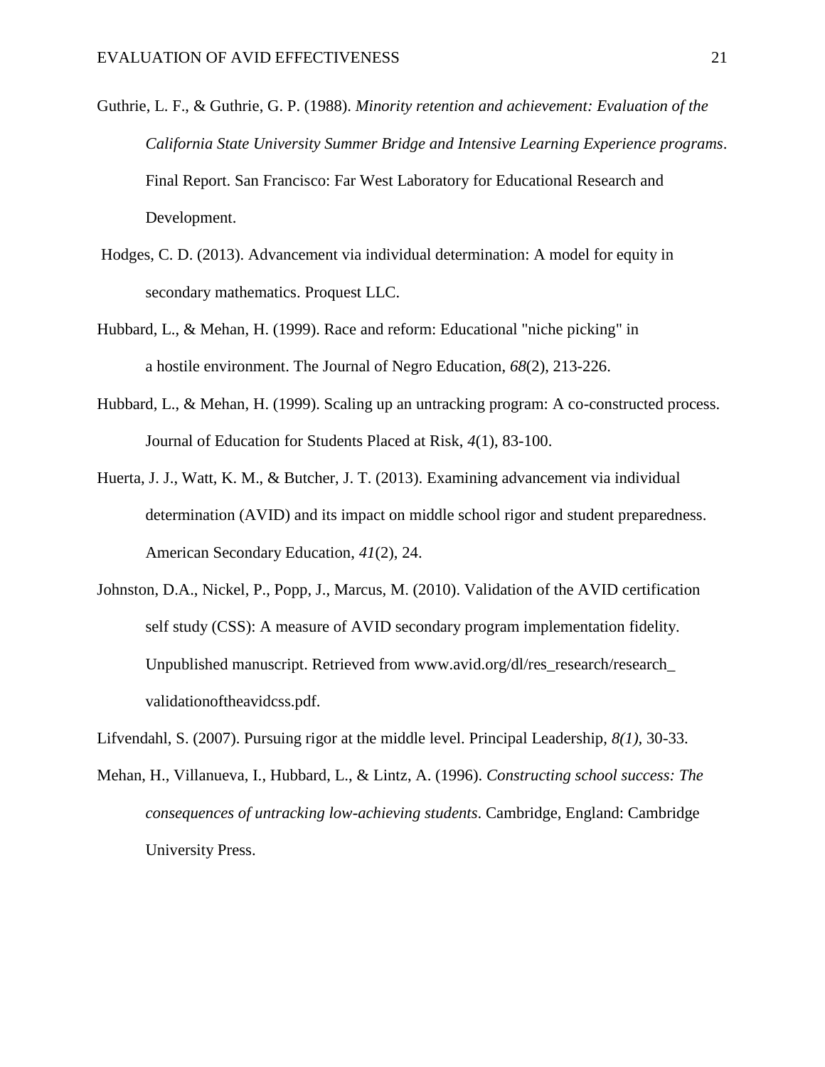Guthrie, L. F., & Guthrie, G. P. (1988). *Minority retention and achievement: Evaluation of the California State University Summer Bridge and Intensive Learning Experience programs*. Final Report. San Francisco: Far West Laboratory for Educational Research and Development.

Hodges, C. D. (2013). Advancement via individual determination: A model for equity in secondary mathematics. Proquest LLC.

Hubbard, L., & Mehan, H. (1999). Race and reform: Educational "niche picking" in a hostile environment. The Journal of Negro Education, *68*(2), 213-226.

Hubbard, L., & Mehan, H. (1999). Scaling up an untracking program: A co-constructed process. Journal of Education for Students Placed at Risk, *4*(1), 83-100.

Huerta, J. J., Watt, K. M., & Butcher, J. T. (2013). Examining advancement via individual determination (AVID) and its impact on middle school rigor and student preparedness. American Secondary Education, *41*(2), 24.

Johnston, D.A., Nickel, P., Popp, J., Marcus, M. (2010). Validation of the AVID certification self study (CSS): A measure of AVID secondary program implementation fidelity. Unpublished manuscript. Retrieved from www.avid.org/dl/res_research/research_validationoftheavidcss.pdf.

Lifvendahl, S. (2007). Pursuing rigor at the middle level. Principal Leadership, *8(1)*, 30-33.

Mehan, H., Villanueva, I., Hubbard, L., & Lintz, A. (1996). *Constructing school success: The consequences of untracking low-achieving students*. Cambridge, England: Cambridge University Press.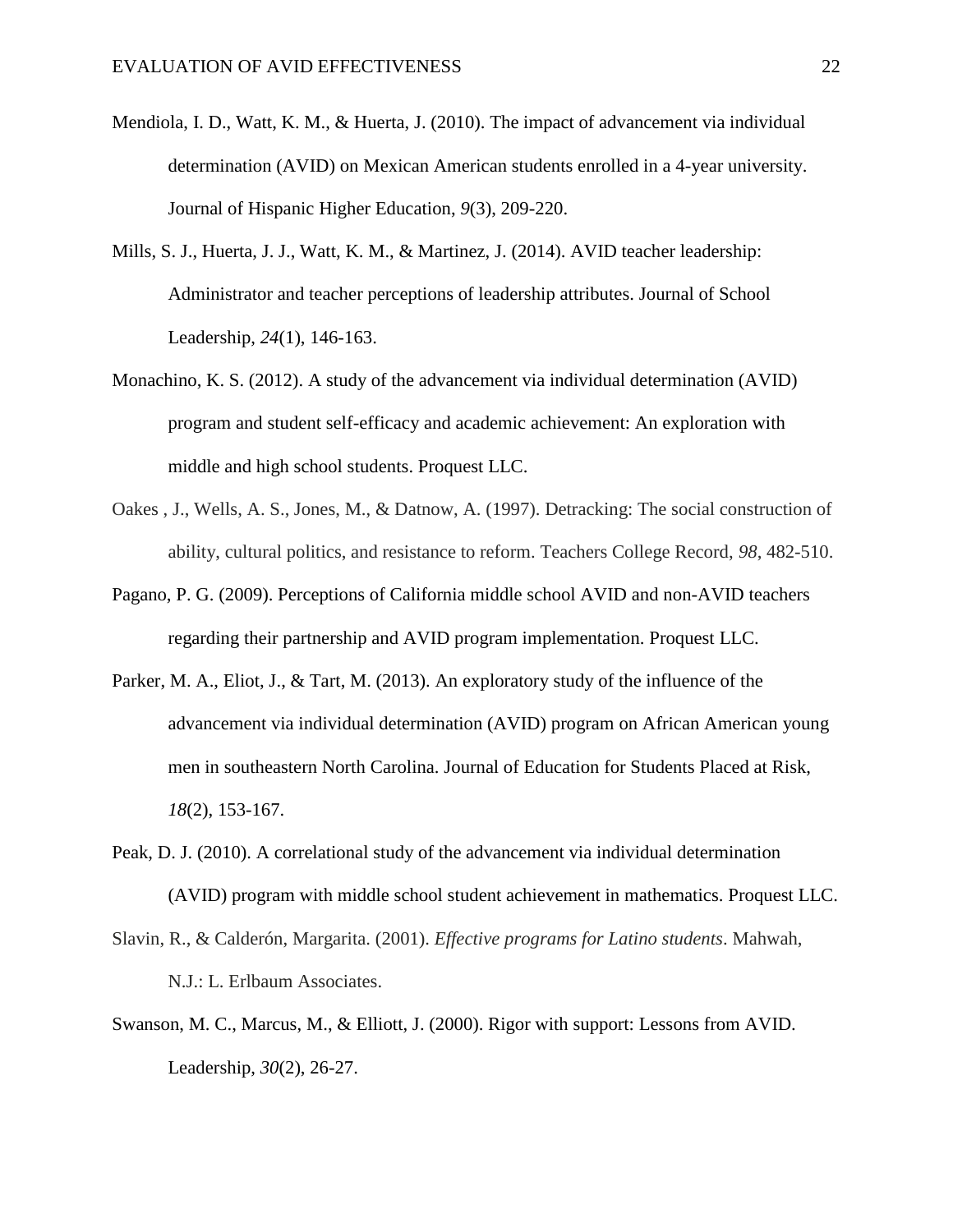Mendiola, I. D., Watt, K. M., & Huerta, J. (2010). The impact of advancement via individual determination (AVID) on Mexican American students enrolled in a 4-year university. Journal of Hispanic Higher Education, *9*(3), 209-220.

Mills, S. J., Huerta, J. J., Watt, K. M., & Martinez, J. (2014). AVID teacher leadership: Administrator and teacher perceptions of leadership attributes. Journal of School Leadership, *24*(1), 146-163.

Monachino, K. S. (2012). A study of the advancement via individual determination (AVID) program and student self-efficacy and academic achievement: An exploration with middle and high school students. Proquest LLC.

Oakes , J., Wells, A. S., Jones, M., & Datnow, A. (1997). Detracking: The social construction of ability, cultural politics, and resistance to reform. Teachers College Record, *98*, 482-510.

Pagano, P. G. (2009). Perceptions of California middle school AVID and non-AVID teachers regarding their partnership and AVID program implementation. Proquest LLC.

Parker, M. A., Eliot, J., & Tart, M. (2013). An exploratory study of the influence of the advancement via individual determination (AVID) program on African American young men in southeastern North Carolina. Journal of Education for Students Placed at Risk, *18*(2), 153-167.

Peak, D. J. (2010). A correlational study of the advancement via individual determination (AVID) program with middle school student achievement in mathematics. Proquest LLC.

Slavin, R., & Calderón, Margarita. (2001). *Effective programs for Latino students*. Mahwah, N.J.: L. Erlbaum Associates.

Swanson, M. C., Marcus, M., & Elliott, J. (2000). Rigor with support: Lessons from AVID. Leadership, *30*(2), 26-27.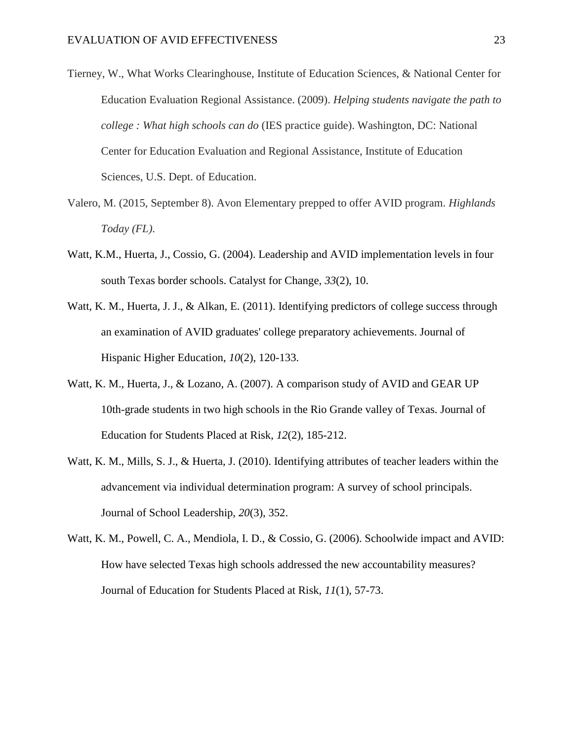Tierney, W., What Works Clearinghouse, Institute of Education Sciences, & National Center for Education Evaluation Regional Assistance. (2009). *Helping students navigate the path to college : What high schools can do* (IES practice guide). Washington, DC: National Center for Education Evaluation and Regional Assistance, Institute of Education Sciences, U.S. Dept. of Education.

Valero, M. (2015, September 8). Avon Elementary prepped to offer AVID program. *Highlands Today (FL)*.

Watt, K.M., Huerta, J., Cossio, G. (2004). Leadership and AVID implementation levels in four south Texas border schools. Catalyst for Change, *33*(2), 10.

Watt, K. M., Huerta, J. J., & Alkan, E. (2011). Identifying predictors of college success through an examination of AVID graduates' college preparatory achievements. Journal of Hispanic Higher Education, *10*(2), 120-133.

Watt, K. M., Huerta, J., & Lozano, A. (2007). A comparison study of AVID and GEAR UP 10th-grade students in two high schools in the Rio Grande valley of Texas. Journal of Education for Students Placed at Risk, *12*(2), 185-212.

Watt, K. M., Mills, S. J., & Huerta, J. (2010). Identifying attributes of teacher leaders within the advancement via individual determination program: A survey of school principals. Journal of School Leadership, *20*(3), 352.

Watt, K. M., Powell, C. A., Mendiola, I. D., & Cossio, G. (2006). Schoolwide impact and AVID: How have selected Texas high schools addressed the new accountability measures? Journal of Education for Students Placed at Risk, *11*(1), 57-73.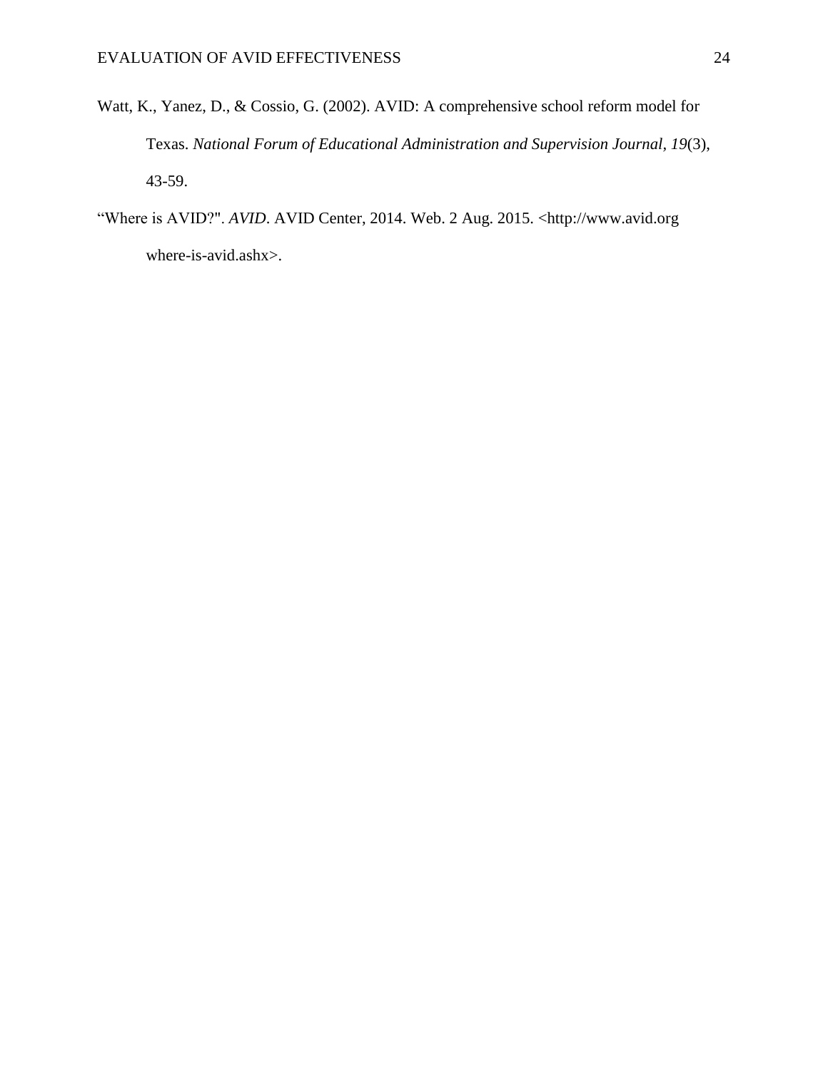Watt, K., Yanez, D., & Cossio, G. (2002). AVID: A comprehensive school reform model for Texas. *National Forum of Educational Administration and Supervision Journal, 19*(3), 43-59.

"Where is AVID?". *AVID*. AVID Center, 2014. Web. 2 Aug. 2015. <http://www.avid.org where-is-avid.ashx>.